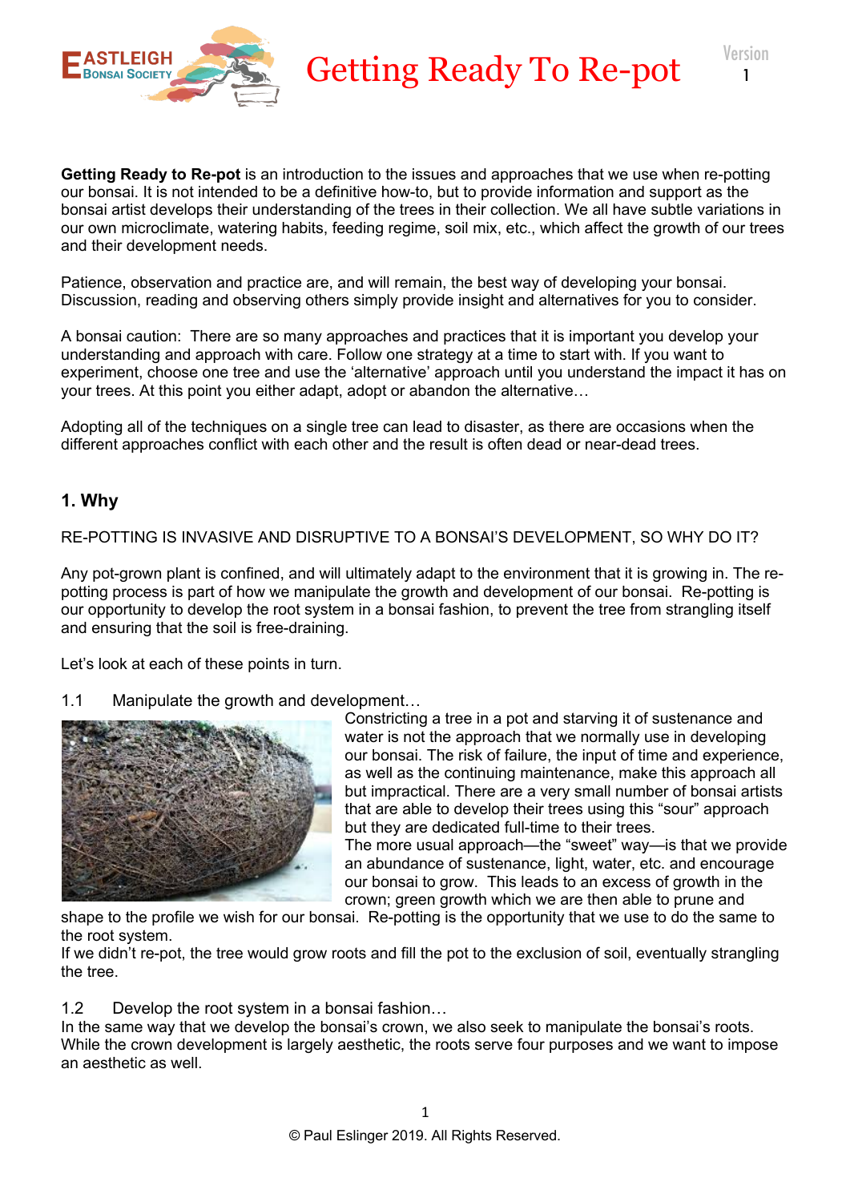# Getting Ready To Re-pot

Version 1

**Getting Ready to Re-pot** is an introduction to the issues and approaches that we use when re-potting our bonsai. It is not intended to be a definitive how-to, but to provide information and support as the bonsai artist develops their understanding of the trees in their collection. We all have subtle variations in our own microclimate, watering habits, feeding regime, soil mix, etc., which affect the growth of our trees and their development needs.

Patience, observation and practice are, and will remain, the best way of developing your bonsai. Discussion, reading and observing others simply provide insight and alternatives for you to consider.

A bonsai caution: There are so many approaches and practices that it is important you develop your understanding and approach with care. Follow one strategy at a time to start with. If you want to experiment, choose one tree and use the 'alternative' approach until you understand the impact it has on your trees. At this point you either adapt, adopt or abandon the alternative…

Adopting all of the techniques on a single tree can lead to disaster, as there are occasions when the different approaches conflict with each other and the result is often dead or near-dead trees.

## 1. Why

RE-POTTING IS INVASIVE AND DISRUPTIVE TO A BONSAI'S DEVELOPMENT, SO WHY DO IT?

Any pot-grown plant is confined, and will ultimately adapt to the environment that it is growing in. The re-potting process is part of how we manipulate the growth and development of our bonsai. Re-potting is our opportunity to develop the root system in a bonsai fashion, to prevent the tree from strangling itself and ensuring that the soil is free-draining.

Let's look at each of these points in turn.

### 1.1 Manipulate the growth and development…

Constricting a tree in a pot and starving it of sustenance and water is not the approach that we normally use in developing our bonsai. The risk of failure, the input of time and experience, as well as the continuing maintenance, make this approach all but impractical. There are a very small number of bonsai artists that are able to develop their trees using this "sour" approach but they are dedicated full-time to their trees.

The more usual approach—the "sweet" way—is that we provide an abundance of sustenance, light, water, etc. and encourage our bonsai to grow. This leads to an excess of growth in the crown; green growth which we are then able to prune and shape to the profile we wish for our bonsai. Re-potting is the opportunity that we use to do the same to the root system.

If we didn't re-pot, the tree would grow roots and fill the pot to the exclusion of soil, eventually strangling the tree.

### 1.2 Develop the root system in a bonsai fashion…

In the same way that we develop the bonsai's crown, we also seek to manipulate the bonsai's roots. While the crown development is largely aesthetic, the roots serve four purposes and we want to impose an aesthetic as well.

© Paul Eslinger 2019. All Rights Reserved.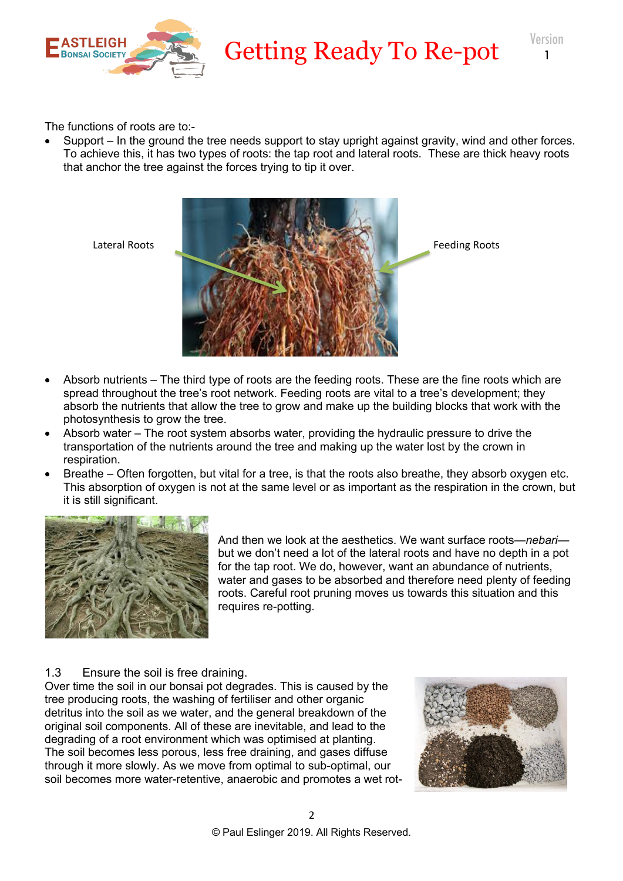The functions of roots are to:-

- Support – In the ground the tree needs support to stay upright against gravity, wind and other forces. To achieve this, it has two types of roots: the tap root and lateral roots. These are thick heavy roots that anchor the tree against the forces trying to tip it over.

Lateral Roots

Feeding Roots

- Absorb nutrients – The third type of roots are the feeding roots. These are the fine roots which are spread throughout the tree's root network. Feeding roots are vital to a tree's development; they absorb the nutrients that allow the tree to grow and make up the building blocks that work with the photosynthesis to grow the tree.
- Absorb water – The root system absorbs water, providing the hydraulic pressure to drive the transportation of the nutrients around the tree and making up the water lost by the crown in respiration.
- Breathe – Often forgotten, but vital for a tree, is that the roots also breathe, they absorb oxygen etc. This absorption of oxygen is not at the same level or as important as the respiration in the crown, but it is still significant.

And then we look at the aesthetics. We want surface roots—*nebari*—but we don't need a lot of the lateral roots and have no depth in a pot for the tap root. We do, however, want an abundance of nutrients, water and gases to be absorbed and therefore need plenty of feeding roots. Careful root pruning moves us towards this situation and this requires re-potting.

1.3 Ensure the soil is free draining.

Over time the soil in our bonsai pot degrades. This is caused by the tree producing roots, the washing of fertiliser and other organic detritus into the soil as we water, and the general breakdown of the original soil components. All of these are inevitable, and lead to the degrading of a root environment which was optimised at planting. The soil becomes less porous, less free draining, and gases diffuse through it more slowly. As we move from optimal to sub-optimal, our soil becomes more water-retentive, anaerobic and promotes a wet rot-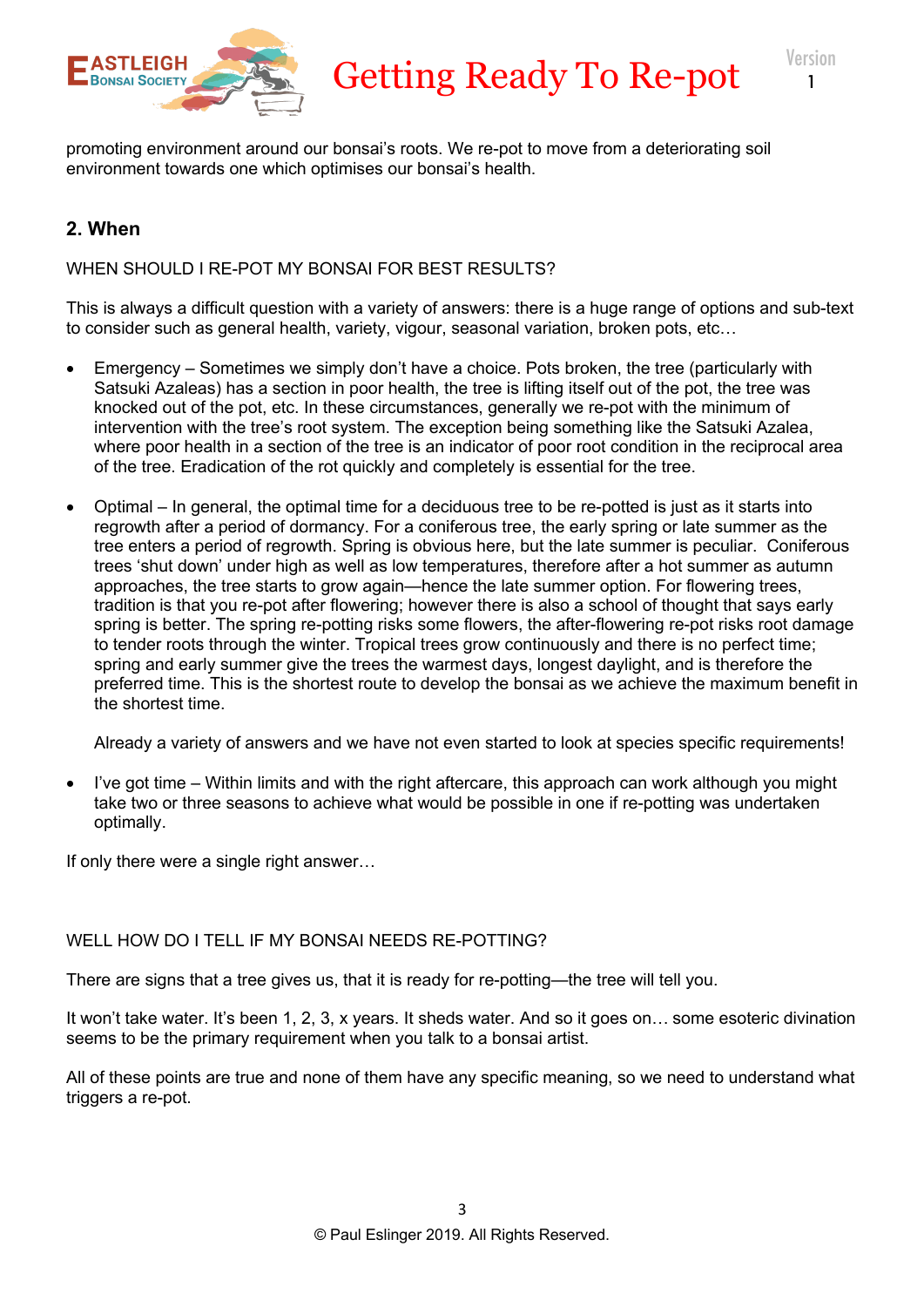promoting environment around our bonsai's roots. We re-pot to move from a deteriorating soil environment towards one which optimises our bonsai's health.

## 2. When

WHEN SHOULD I RE-POT MY BONSAI FOR BEST RESULTS?

This is always a difficult question with a variety of answers: there is a huge range of options and sub-text to consider such as general health, variety, vigour, seasonal variation, broken pots, etc…

- Emergency – Sometimes we simply don't have a choice. Pots broken, the tree (particularly with Satsuki Azaleas) has a section in poor health, the tree is lifting itself out of the pot, the tree was knocked out of the pot, etc. In these circumstances, generally we re-pot with the minimum of intervention with the tree's root system. The exception being something like the Satsuki Azalea, where poor health in a section of the tree is an indicator of poor root condition in the reciprocal area of the tree. Eradication of the rot quickly and completely is essential for the tree.

- Optimal – In general, the optimal time for a deciduous tree to be re-potted is just as it starts into regrowth after a period of dormancy. For a coniferous tree, the early spring or late summer as the tree enters a period of regrowth. Spring is obvious here, but the late summer is peculiar. Coniferous trees 'shut down' under high as well as low temperatures, therefore after a hot summer as autumn approaches, the tree starts to grow again—hence the late summer option. For flowering trees, tradition is that you re-pot after flowering; however there is also a school of thought that says early spring is better. The spring re-potting risks some flowers, the after-flowering re-pot risks root damage to tender roots through the winter. Tropical trees grow continuously and there is no perfect time; spring and early summer give the trees the warmest days, longest daylight, and is therefore the preferred time. This is the shortest route to develop the bonsai as we achieve the maximum benefit in the shortest time.

  Already a variety of answers and we have not even started to look at species specific requirements!

- I've got time – Within limits and with the right aftercare, this approach can work although you might take two or three seasons to achieve what would be possible in one if re-potting was undertaken optimally.

If only there were a single right answer…

WELL HOW DO I TELL IF MY BONSAI NEEDS RE-POTTING?

There are signs that a tree gives us, that it is ready for re-potting—the tree will tell you.

It won't take water. It's been 1, 2, 3, x years. It sheds water. And so it goes on… some esoteric divination seems to be the primary requirement when you talk to a bonsai artist.

All of these points are true and none of them have any specific meaning, so we need to understand what triggers a re-pot.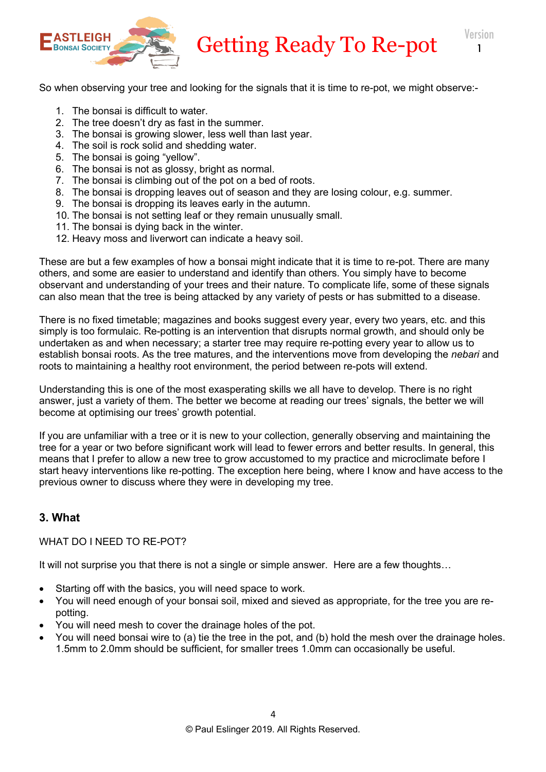So when observing your tree and looking for the signals that it is time to re-pot, we might observe:-

1. The bonsai is difficult to water.
2. The tree doesn't dry as fast in the summer.
3. The bonsai is growing slower, less well than last year.
4. The soil is rock solid and shedding water.
5. The bonsai is going "yellow".
6. The bonsai is not as glossy, bright as normal.
7. The bonsai is climbing out of the pot on a bed of roots.
8. The bonsai is dropping leaves out of season and they are losing colour, e.g. summer.
9. The bonsai is dropping its leaves early in the autumn.
10. The bonsai is not setting leaf or they remain unusually small.
11. The bonsai is dying back in the winter.
12. Heavy moss and liverwort can indicate a heavy soil.

These are but a few examples of how a bonsai might indicate that it is time to re-pot. There are many others, and some are easier to understand and identify than others. You simply have to become observant and understanding of your trees and their nature. To complicate life, some of these signals can also mean that the tree is being attacked by any variety of pests or has submitted to a disease.

There is no fixed timetable; magazines and books suggest every year, every two years, etc. and this simply is too formulaic. Re-potting is an intervention that disrupts normal growth, and should only be undertaken as and when necessary; a starter tree may require re-potting every year to allow us to establish bonsai roots. As the tree matures, and the interventions move from developing the *nebari* and roots to maintaining a healthy root environment, the period between re-pots will extend.

Understanding this is one of the most exasperating skills we all have to develop. There is no right answer, just a variety of them. The better we become at reading our trees' signals, the better we will become at optimising our trees' growth potential.

If you are unfamiliar with a tree or it is new to your collection, generally observing and maintaining the tree for a year or two before significant work will lead to fewer errors and better results. In general, this means that I prefer to allow a new tree to grow accustomed to my practice and microclimate before I start heavy interventions like re-potting. The exception here being, where I know and have access to the previous owner to discuss where they were in developing my tree.

## 3. What

WHAT DO I NEED TO RE-POT?

It will not surprise you that there is not a single or simple answer. Here are a few thoughts…

- Starting off with the basics, you will need space to work.
- You will need enough of your bonsai soil, mixed and sieved as appropriate, for the tree you are re-potting.
- You will need mesh to cover the drainage holes of the pot.
- You will need bonsai wire to (a) tie the tree in the pot, and (b) hold the mesh over the drainage holes. 1.5mm to 2.0mm should be sufficient, for smaller trees 1.0mm can occasionally be useful.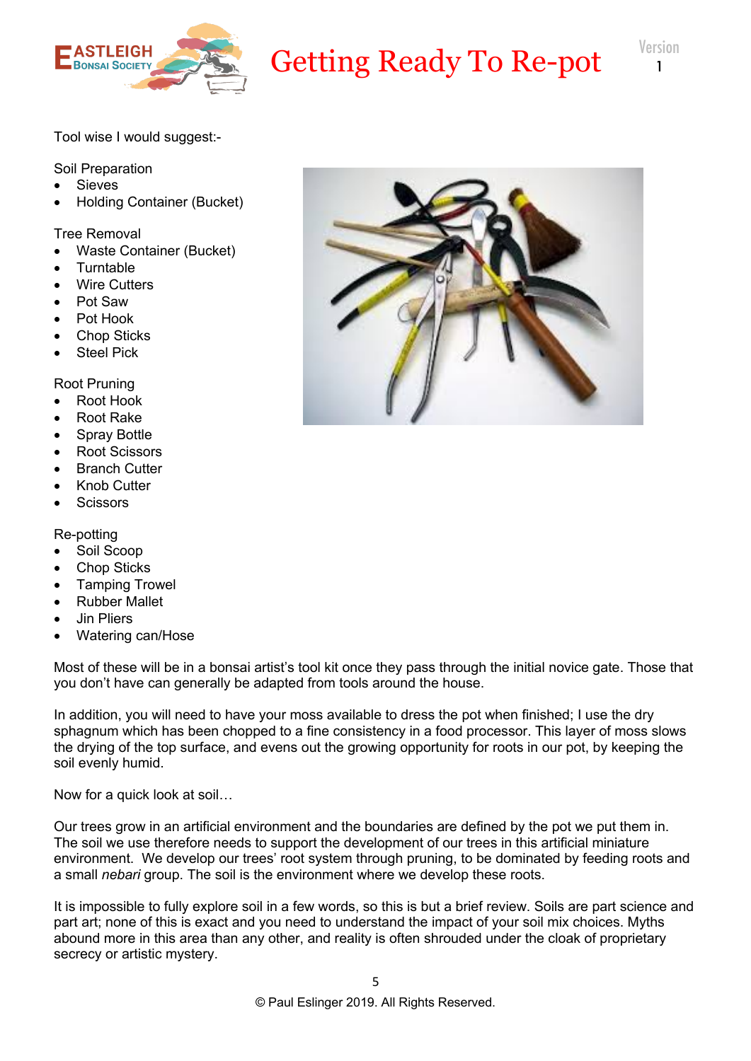Tool wise I would suggest:-

Soil Preparation

- Sieves
- Holding Container (Bucket)

Tree Removal

- Waste Container (Bucket)
- Turntable
- Wire Cutters
- Pot Saw
- Pot Hook
- Chop Sticks
- Steel Pick

Root Pruning

- Root Hook
- Root Rake
- Spray Bottle
- Root Scissors
- Branch Cutter
- Knob Cutter
- Scissors

Re-potting

- Soil Scoop
- Chop Sticks
- Tamping Trowel
- Rubber Mallet
- Jin Pliers
- Watering can/Hose

Most of these will be in a bonsai artist's tool kit once they pass through the initial novice gate. Those that you don't have can generally be adapted from tools around the house.

In addition, you will need to have your moss available to dress the pot when finished; I use the dry sphagnum which has been chopped to a fine consistency in a food processor. This layer of moss slows the drying of the top surface, and evens out the growing opportunity for roots in our pot, by keeping the soil evenly humid.

Now for a quick look at soil…

Our trees grow in an artificial environment and the boundaries are defined by the pot we put them in. The soil we use therefore needs to support the development of our trees in this artificial miniature environment. We develop our trees' root system through pruning, to be dominated by feeding roots and a small *nebari* group. The soil is the environment where we develop these roots.

It is impossible to fully explore soil in a few words, so this is but a brief review. Soils are part science and part art; none of this is exact and you need to understand the impact of your soil mix choices. Myths abound more in this area than any other, and reality is often shrouded under the cloak of proprietary secrecy or artistic mystery.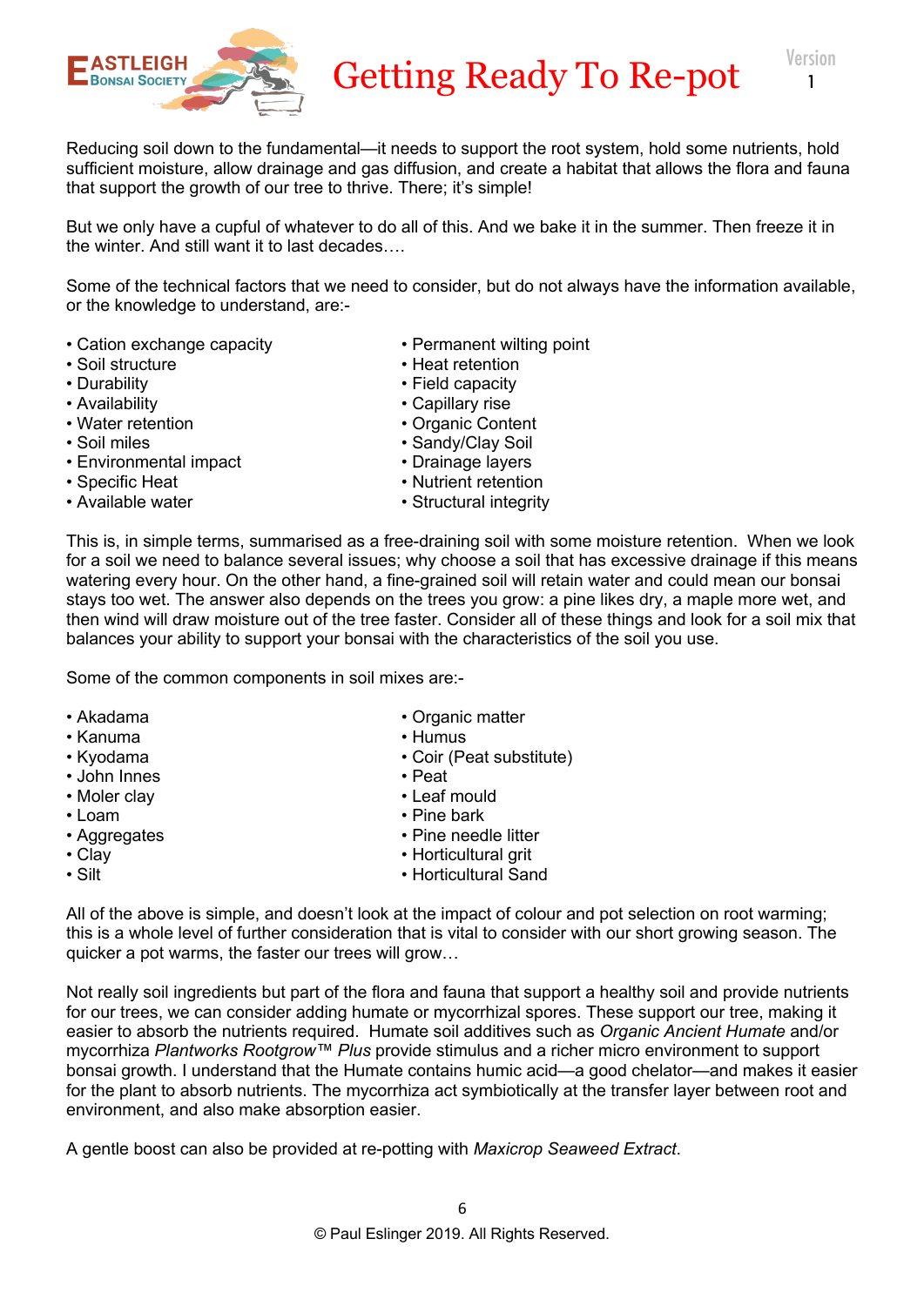Reducing soil down to the fundamental—it needs to support the root system, hold some nutrients, hold sufficient moisture, allow drainage and gas diffusion, and create a habitat that allows the flora and fauna that support the growth of our tree to thrive. There; it's simple!

But we only have a cupful of whatever to do all of this. And we bake it in the summer. Then freeze it in the winter. And still want it to last decades….

Some of the technical factors that we need to consider, but do not always have the information available, or the knowledge to understand, are:-

- Cation exchange capacity
- Soil structure
- Durability
- Availability
- Water retention
- Soil miles
- Environmental impact
- Specific Heat
- Available water
- Permanent wilting point
- Heat retention
- Field capacity
- Capillary rise
- Organic Content
- Sandy/Clay Soil
- Drainage layers
- Nutrient retention
- Structural integrity

This is, in simple terms, summarised as a free-draining soil with some moisture retention. When we look for a soil we need to balance several issues; why choose a soil that has excessive drainage if this means watering every hour. On the other hand, a fine-grained soil will retain water and could mean our bonsai stays too wet. The answer also depends on the trees you grow: a pine likes dry, a maple more wet, and then wind will draw moisture out of the tree faster. Consider all of these things and look for a soil mix that balances your ability to support your bonsai with the characteristics of the soil you use.

Some of the common components in soil mixes are:-

- Akadama
- Kanuma
- Kyodama
- John Innes
- Moler clay
- Loam
- Aggregates
- Clay
- Silt
- Organic matter
- Humus
- Coir (Peat substitute)
- Peat
- Leaf mould
- Pine bark
- Pine needle litter
- Horticultural grit
- Horticultural Sand

All of the above is simple, and doesn't look at the impact of colour and pot selection on root warming; this is a whole level of further consideration that is vital to consider with our short growing season. The quicker a pot warms, the faster our trees will grow…

Not really soil ingredients but part of the flora and fauna that support a healthy soil and provide nutrients for our trees, we can consider adding humate or mycorrhizal spores. These support our tree, making it easier to absorb the nutrients required. Humate soil additives such as *Organic Ancient Humate* and/or mycorrhiza *Plantworks Rootgrow™ Plus* provide stimulus and a richer micro environment to support bonsai growth. I understand that the Humate contains humic acid—a good chelator—and makes it easier for the plant to absorb nutrients. The mycorrhiza act symbiotically at the transfer layer between root and environment, and also make absorption easier.

A gentle boost can also be provided at re-potting with *Maxicrop Seaweed Extract*.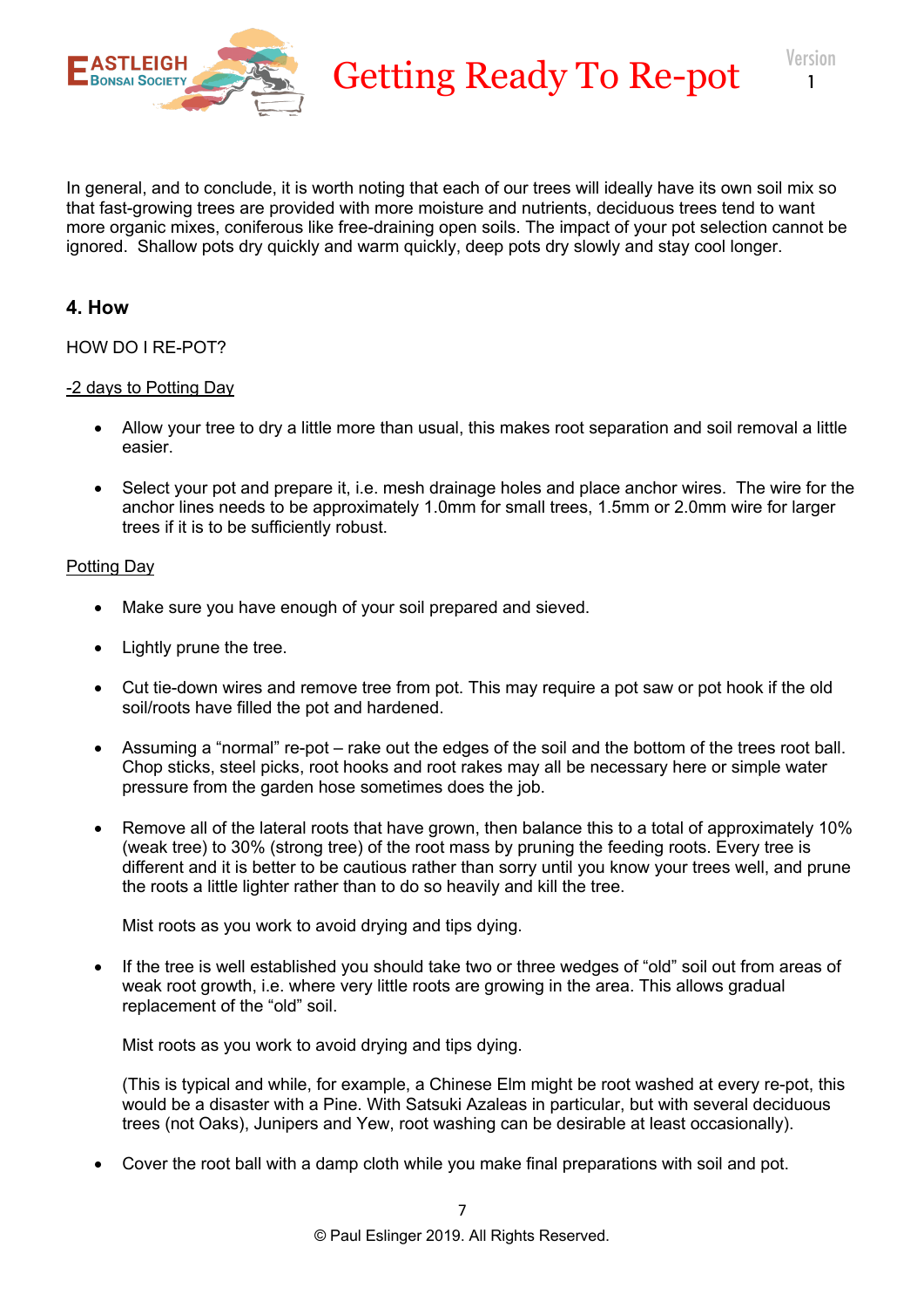In general, and to conclude, it is worth noting that each of our trees will ideally have its own soil mix so that fast-growing trees are provided with more moisture and nutrients, deciduous trees tend to want more organic mixes, coniferous like free-draining open soils. The impact of your pot selection cannot be ignored. Shallow pots dry quickly and warm quickly, deep pots dry slowly and stay cool longer.

## 4. How

HOW DO I RE-POT?

<u>-2 days to Potting Day</u>

- Allow your tree to dry a little more than usual, this makes root separation and soil removal a little easier.
- Select your pot and prepare it, i.e. mesh drainage holes and place anchor wires. The wire for the anchor lines needs to be approximately 1.0mm for small trees, 1.5mm or 2.0mm wire for larger trees if it is to be sufficiently robust.

<u>Potting Day</u>

- Make sure you have enough of your soil prepared and sieved.
- Lightly prune the tree.
- Cut tie-down wires and remove tree from pot. This may require a pot saw or pot hook if the old soil/roots have filled the pot and hardened.
- Assuming a "normal" re-pot – rake out the edges of the soil and the bottom of the trees root ball. Chop sticks, steel picks, root hooks and root rakes may all be necessary here or simple water pressure from the garden hose sometimes does the job.
- Remove all of the lateral roots that have grown, then balance this to a total of approximately 10% (weak tree) to 30% (strong tree) of the root mass by pruning the feeding roots. Every tree is different and it is better to be cautious rather than sorry until you know your trees well, and prune the roots a little lighter rather than to do so heavily and kill the tree.

  Mist roots as you work to avoid drying and tips dying.
- If the tree is well established you should take two or three wedges of "old" soil out from areas of weak root growth, i.e. where very little roots are growing in the area. This allows gradual replacement of the "old" soil.

  Mist roots as you work to avoid drying and tips dying.

  (This is typical and while, for example, a Chinese Elm might be root washed at every re-pot, this would be a disaster with a Pine. With Satsuki Azaleas in particular, but with several deciduous trees (not Oaks), Junipers and Yew, root washing can be desirable at least occasionally).
- Cover the root ball with a damp cloth while you make final preparations with soil and pot.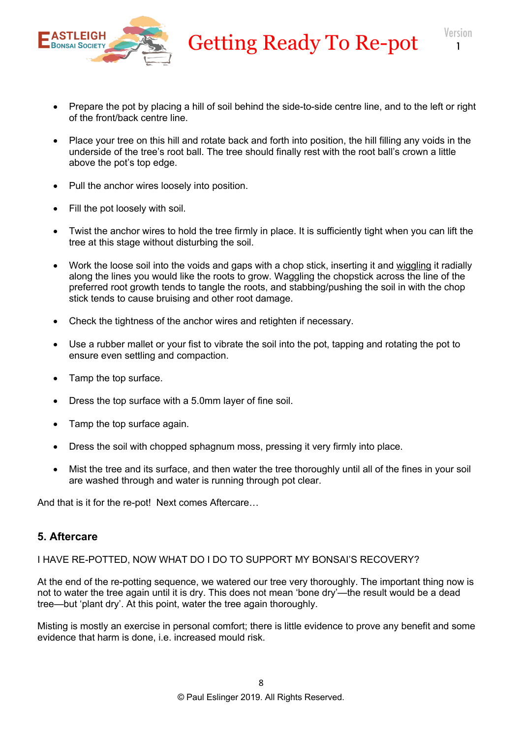- Prepare the pot by placing a hill of soil behind the side-to-side centre line, and to the left or right of the front/back centre line.

- Place your tree on this hill and rotate back and forth into position, the hill filling any voids in the underside of the tree's root ball. The tree should finally rest with the root ball's crown a little above the pot's top edge.

- Pull the anchor wires loosely into position.

- Fill the pot loosely with soil.

- Twist the anchor wires to hold the tree firmly in place. It is sufficiently tight when you can lift the tree at this stage without disturbing the soil.

- Work the loose soil into the voids and gaps with a chop stick, inserting it and <u>wiggling</u> it radially along the lines you would like the roots to grow. Waggling the chopstick across the line of the preferred root growth tends to tangle the roots, and stabbing/pushing the soil in with the chop stick tends to cause bruising and other root damage.

- Check the tightness of the anchor wires and retighten if necessary.

- Use a rubber mallet or your fist to vibrate the soil into the pot, tapping and rotating the pot to ensure even settling and compaction.

- Tamp the top surface.

- Dress the top surface with a 5.0mm layer of fine soil.

- Tamp the top surface again.

- Dress the soil with chopped sphagnum moss, pressing it very firmly into place.

- Mist the tree and its surface, and then water the tree thoroughly until all of the fines in your soil are washed through and water is running through pot clear.

And that is it for the re-pot! Next comes Aftercare…

## 5. Aftercare

I HAVE RE-POTTED, NOW WHAT DO I DO TO SUPPORT MY BONSAI'S RECOVERY?

At the end of the re-potting sequence, we watered our tree very thoroughly. The important thing now is not to water the tree again until it is dry. This does not mean 'bone dry'—the result would be a dead tree—but 'plant dry'. At this point, water the tree again thoroughly.

Misting is mostly an exercise in personal comfort; there is little evidence to prove any benefit and some evidence that harm is done, i.e. increased mould risk.

© Paul Eslinger 2019. All Rights Reserved.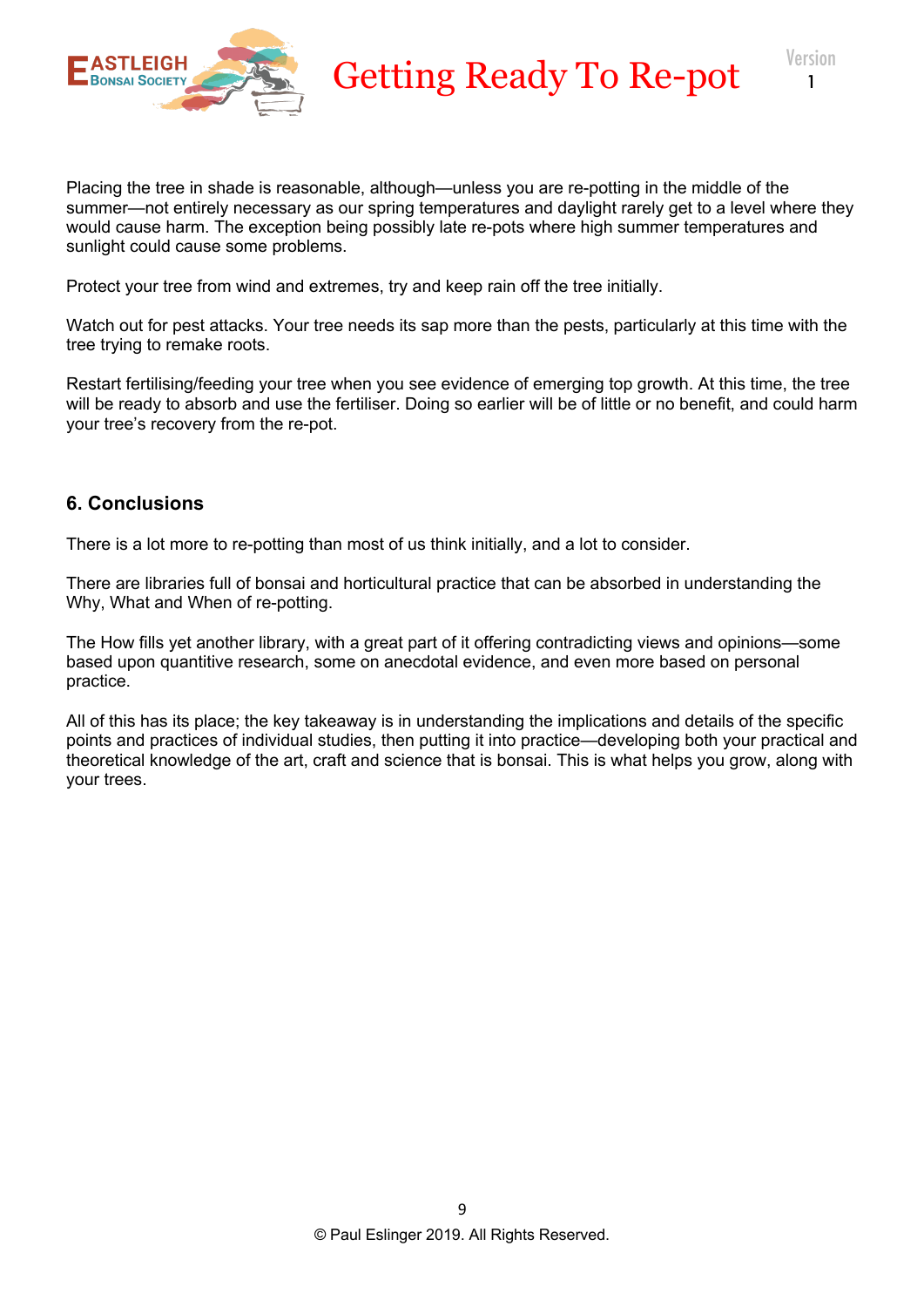Placing the tree in shade is reasonable, although—unless you are re-potting in the middle of the summer—not entirely necessary as our spring temperatures and daylight rarely get to a level where they would cause harm. The exception being possibly late re-pots where high summer temperatures and sunlight could cause some problems.

Protect your tree from wind and extremes, try and keep rain off the tree initially.

Watch out for pest attacks. Your tree needs its sap more than the pests, particularly at this time with the tree trying to remake roots.

Restart fertilising/feeding your tree when you see evidence of emerging top growth. At this time, the tree will be ready to absorb and use the fertiliser. Doing so earlier will be of little or no benefit, and could harm your tree's recovery from the re-pot.

## 6. Conclusions

There is a lot more to re-potting than most of us think initially, and a lot to consider.

There are libraries full of bonsai and horticultural practice that can be absorbed in understanding the Why, What and When of re-potting.

The How fills yet another library, with a great part of it offering contradicting views and opinions—some based upon quantitive research, some on anecdotal evidence, and even more based on personal practice.

All of this has its place; the key takeaway is in understanding the implications and details of the specific points and practices of individual studies, then putting it into practice—developing both your practical and theoretical knowledge of the art, craft and science that is bonsai. This is what helps you grow, along with your trees.

© Paul Eslinger 2019. All Rights Reserved.